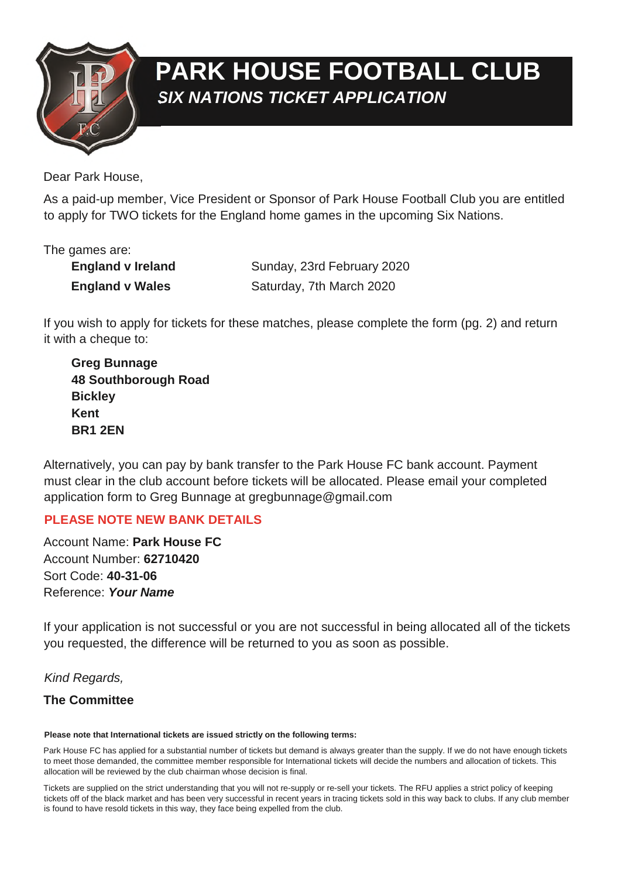# PARK HOUSE FOOTBALL CLUB

## *SIX NATIONS TICKET APPLICATION*

Dear Park House,

As a paid-up member, Vice President or Sponsor of Park House Football Club you are entitled to apply for TWO tickets for the England home games in the upcoming Six Nations.

The games are:

| | |
|---|---|
| **England v Ireland** | Sunday, 23rd February 2020 |
| **England v Wales** | Saturday, 7th March 2020 |

If you wish to apply for tickets for these matches, please complete the form (pg. 2) and return it with a cheque to:

**Greg Bunnage**
**48 Southborough Road**
**Bickley**
**Kent**
**BR1 2EN**

Alternatively, you can pay by bank transfer to the Park House FC bank account. Payment must clear in the club account before tickets will be allocated. Please email your completed application form to Greg Bunnage at gregbunnage@gmail.com

**PLEASE NOTE NEW BANK DETAILS**

Account Name: **Park House FC**
Account Number: **62710420**
Sort Code: **40-31-06**
Reference: ***Your Name***

If your application is not successful or you are not successful in being allocated all of the tickets you requested, the difference will be returned to you as soon as possible.

*Kind Regards,*

**The Committee**

**Please note that International tickets are issued strictly on the following terms:**

Park House FC has applied for a substantial number of tickets but demand is always greater than the supply. If we do not have enough tickets to meet those demanded, the committee member responsible for International tickets will decide the numbers and allocation of tickets. This allocation will be reviewed by the club chairman whose decision is final.

Tickets are supplied on the strict understanding that you will not re-supply or re-sell your tickets. The RFU applies a strict policy of keeping tickets off of the black market and has been very successful in recent years in tracing tickets sold in this way back to clubs. If any club member is found to have resold tickets in this way, they face being expelled from the club.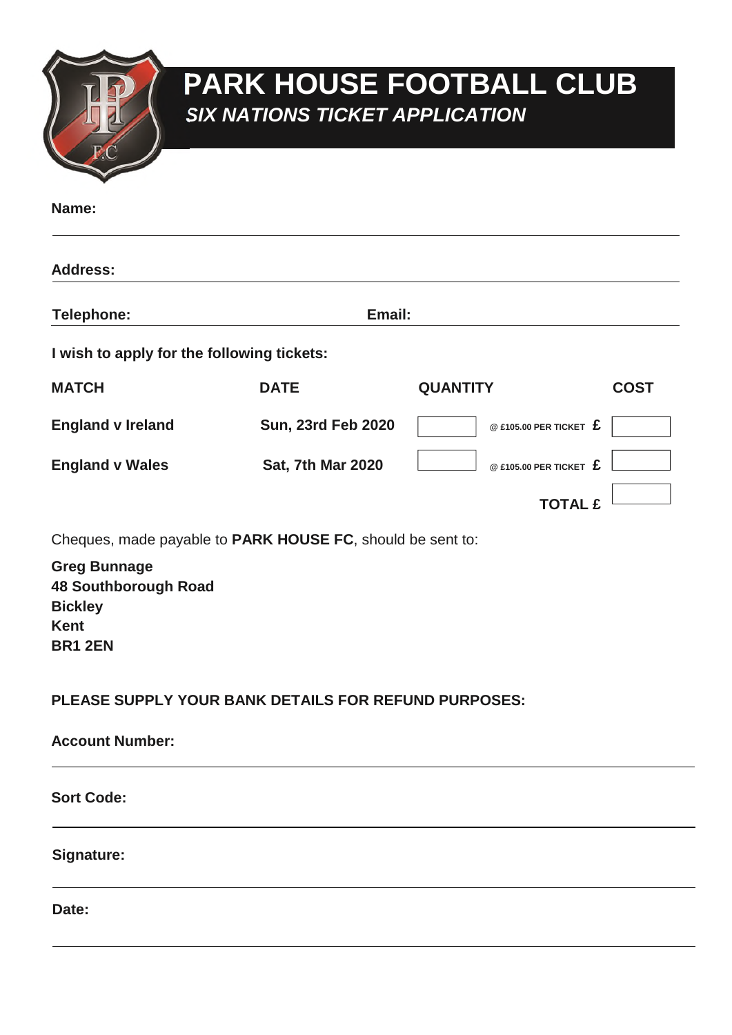# PARK HOUSE FOOTBALL CLUB

## *SIX NATIONS TICKET APPLICATION*

**Name:**

**Address:**

**Telephone:** **Email:**

**I wish to apply for the following tickets:**

| MATCH | DATE | QUANTITY | | COST |
|---|---|---|---|---|
| England v Ireland | Sun, 23rd Feb 2020 | | @ £105.00 PER TICKET £ | |
| England v Wales | Sat, 7th Mar 2020 | | @ £105.00 PER TICKET £ | |
| | | | TOTAL £ | |

Cheques, made payable to **PARK HOUSE FC**, should be sent to:

**Greg Bunnage**
**48 Southborough Road**
**Bickley**
**Kent**
**BR1 2EN**

**PLEASE SUPPLY YOUR BANK DETAILS FOR REFUND PURPOSES:**

**Account Number:**

**Sort Code:**

**Signature:**

**Date:**